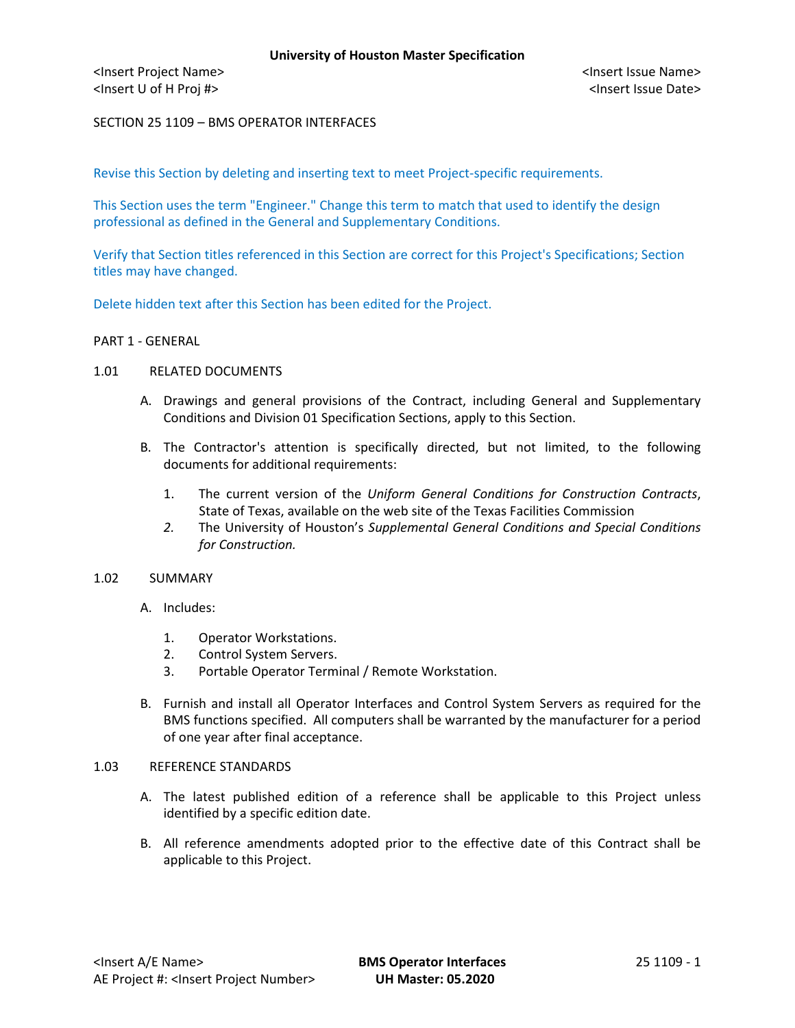SECTION 25 1109 – BMS OPERATOR INTERFACES

Revise this Section by deleting and inserting text to meet Project-specific requirements.

This Section uses the term "Engineer." Change this term to match that used to identify the design professional as defined in the General and Supplementary Conditions.

Verify that Section titles referenced in this Section are correct for this Project's Specifications; Section titles may have changed.

Delete hidden text after this Section has been edited for the Project.

## PART 1 - GENERAL

### 1.01 RELATED DOCUMENTS

A. Drawings and general provisions of the Contract, including General and Supplementary Conditions and Division 01 Specification Sections, apply to this Section.

B. The Contractor's attention is specifically directed, but not limited, to the following documents for additional requirements:

1. The current version of the *Uniform General Conditions for Construction Contracts*, State of Texas, available on the web site of the Texas Facilities Commission
2. The University of Houston's *Supplemental General Conditions and Special Conditions for Construction.*

### 1.02 SUMMARY

A. Includes:

1. Operator Workstations.
2. Control System Servers.
3. Portable Operator Terminal / Remote Workstation.

B. Furnish and install all Operator Interfaces and Control System Servers as required for the BMS functions specified. All computers shall be warranted by the manufacturer for a period of one year after final acceptance.

### 1.03 REFERENCE STANDARDS

A. The latest published edition of a reference shall be applicable to this Project unless identified by a specific edition date.

B. All reference amendments adopted prior to the effective date of this Contract shall be applicable to this Project.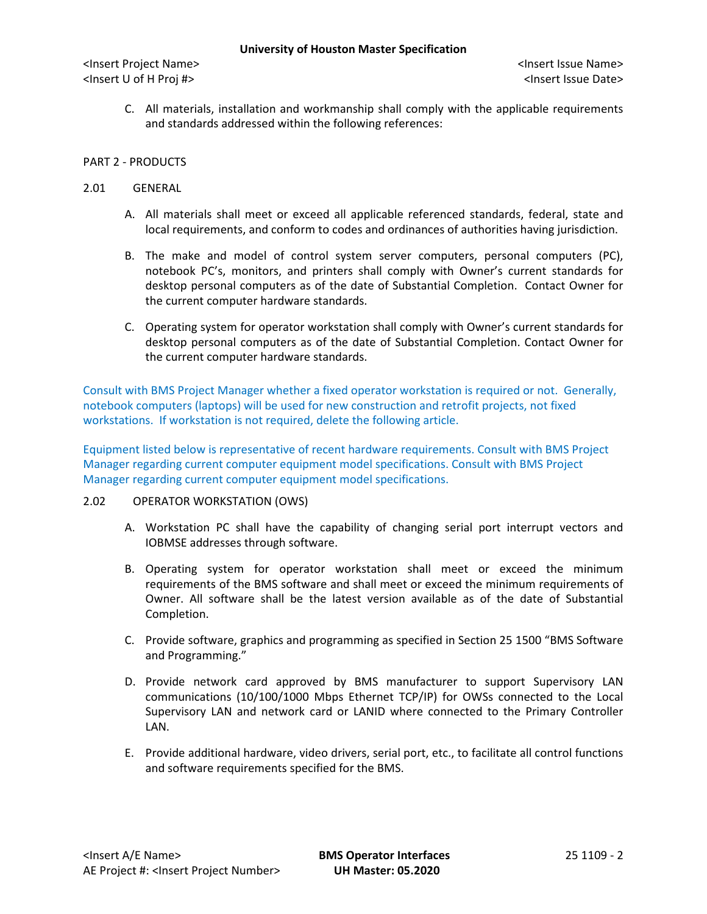C. All materials, installation and workmanship shall comply with the applicable requirements and standards addressed within the following references:

## PART 2 - PRODUCTS

### 2.01 GENERAL

A. All materials shall meet or exceed all applicable referenced standards, federal, state and local requirements, and conform to codes and ordinances of authorities having jurisdiction.

B. The make and model of control system server computers, personal computers (PC), notebook PC's, monitors, and printers shall comply with Owner's current standards for desktop personal computers as of the date of Substantial Completion. Contact Owner for the current computer hardware standards.

C. Operating system for operator workstation shall comply with Owner's current standards for desktop personal computers as of the date of Substantial Completion. Contact Owner for the current computer hardware standards.

Consult with BMS Project Manager whether a fixed operator workstation is required or not. Generally, notebook computers (laptops) will be used for new construction and retrofit projects, not fixed workstations. If workstation is not required, delete the following article.

Equipment listed below is representative of recent hardware requirements. Consult with BMS Project Manager regarding current computer equipment model specifications. Consult with BMS Project Manager regarding current computer equipment model specifications.

### 2.02 OPERATOR WORKSTATION (OWS)

A. Workstation PC shall have the capability of changing serial port interrupt vectors and IOBMSE addresses through software.

B. Operating system for operator workstation shall meet or exceed the minimum requirements of the BMS software and shall meet or exceed the minimum requirements of Owner. All software shall be the latest version available as of the date of Substantial Completion.

C. Provide software, graphics and programming as specified in Section 25 1500 "BMS Software and Programming."

D. Provide network card approved by BMS manufacturer to support Supervisory LAN communications (10/100/1000 Mbps Ethernet TCP/IP) for OWSs connected to the Local Supervisory LAN and network card or LANID where connected to the Primary Controller LAN.

E. Provide additional hardware, video drivers, serial port, etc., to facilitate all control functions and software requirements specified for the BMS.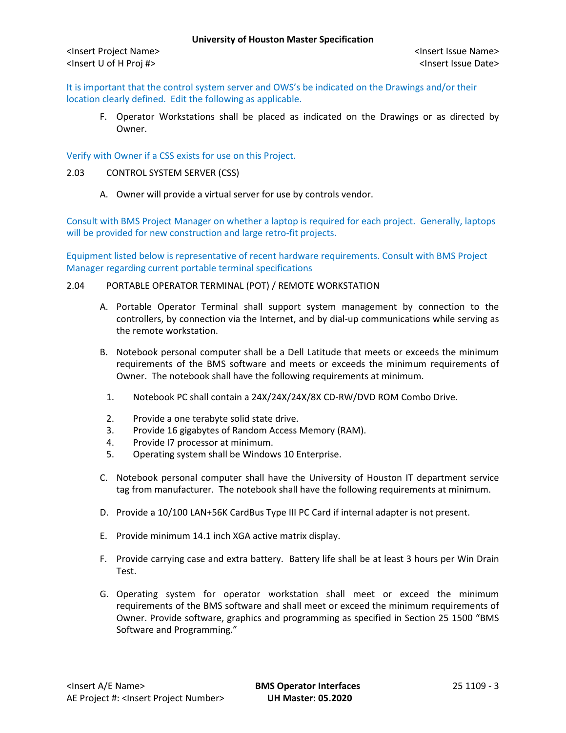It is important that the control system server and OWS's be indicated on the Drawings and/or their location clearly defined. Edit the following as applicable.

F. Operator Workstations shall be placed as indicated on the Drawings or as directed by Owner.

Verify with Owner if a CSS exists for use on this Project.

## 2.03 CONTROL SYSTEM SERVER (CSS)

A. Owner will provide a virtual server for use by controls vendor.

Consult with BMS Project Manager on whether a laptop is required for each project. Generally, laptops will be provided for new construction and large retro-fit projects.

Equipment listed below is representative of recent hardware requirements. Consult with BMS Project Manager regarding current portable terminal specifications

## 2.04 PORTABLE OPERATOR TERMINAL (POT) / REMOTE WORKSTATION

A. Portable Operator Terminal shall support system management by connection to the controllers, by connection via the Internet, and by dial-up communications while serving as the remote workstation.

B. Notebook personal computer shall be a Dell Latitude that meets or exceeds the minimum requirements of the BMS software and meets or exceeds the minimum requirements of Owner. The notebook shall have the following requirements at minimum.

1. Notebook PC shall contain a 24X/24X/24X/8X CD-RW/DVD ROM Combo Drive.
2. Provide a one terabyte solid state drive.
3. Provide 16 gigabytes of Random Access Memory (RAM).
4. Provide I7 processor at minimum.
5. Operating system shall be Windows 10 Enterprise.

C. Notebook personal computer shall have the University of Houston IT department service tag from manufacturer. The notebook shall have the following requirements at minimum.

D. Provide a 10/100 LAN+56K CardBus Type III PC Card if internal adapter is not present.

E. Provide minimum 14.1 inch XGA active matrix display.

F. Provide carrying case and extra battery. Battery life shall be at least 3 hours per Win Drain Test.

G. Operating system for operator workstation shall meet or exceed the minimum requirements of the BMS software and shall meet or exceed the minimum requirements of Owner. Provide software, graphics and programming as specified in Section 25 1500 "BMS Software and Programming."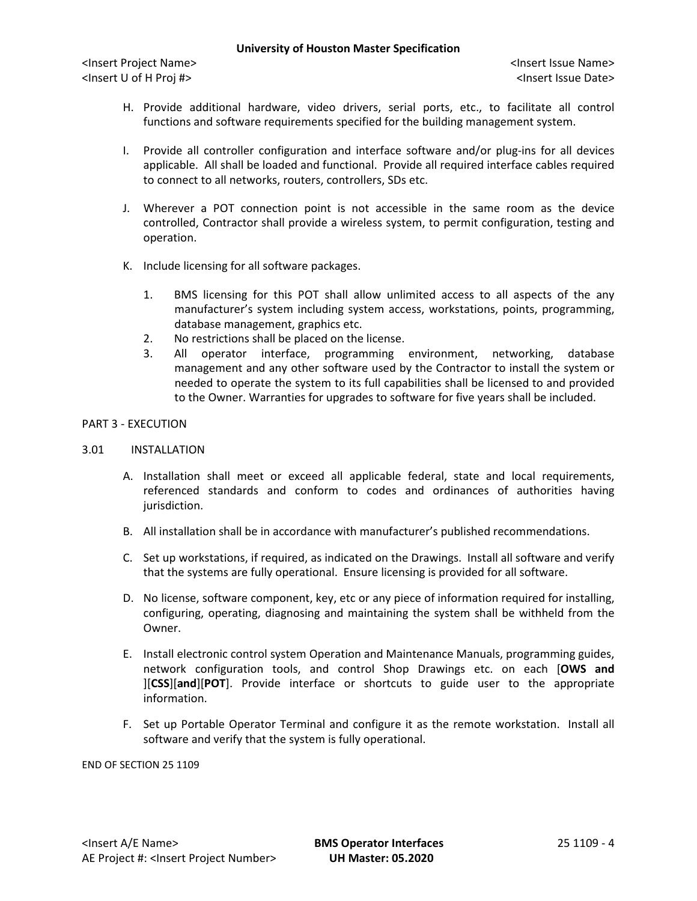H. Provide additional hardware, video drivers, serial ports, etc., to facilitate all control functions and software requirements specified for the building management system.

I. Provide all controller configuration and interface software and/or plug-ins for all devices applicable. All shall be loaded and functional. Provide all required interface cables required to connect to all networks, routers, controllers, SDs etc.

J. Wherever a POT connection point is not accessible in the same room as the device controlled, Contractor shall provide a wireless system, to permit configuration, testing and operation.

K. Include licensing for all software packages.

   1. BMS licensing for this POT shall allow unlimited access to all aspects of the any manufacturer's system including system access, workstations, points, programming, database management, graphics etc.
   2. No restrictions shall be placed on the license.
   3. All operator interface, programming environment, networking, database management and any other software used by the Contractor to install the system or needed to operate the system to its full capabilities shall be licensed to and provided to the Owner. Warranties for upgrades to software for five years shall be included.

## PART 3 - EXECUTION

### 3.01 INSTALLATION

A. Installation shall meet or exceed all applicable federal, state and local requirements, referenced standards and conform to codes and ordinances of authorities having jurisdiction.

B. All installation shall be in accordance with manufacturer's published recommendations.

C. Set up workstations, if required, as indicated on the Drawings. Install all software and verify that the systems are fully operational. Ensure licensing is provided for all software.

D. No license, software component, key, etc or any piece of information required for installing, configuring, operating, diagnosing and maintaining the system shall be withheld from the Owner.

E. Install electronic control system Operation and Maintenance Manuals, programming guides, network configuration tools, and control Shop Drawings etc. on each [**OWS and** ][**CSS**][**and**][**POT**]. Provide interface or shortcuts to guide user to the appropriate information.

F. Set up Portable Operator Terminal and configure it as the remote workstation. Install all software and verify that the system is fully operational.

END OF SECTION 25 1109